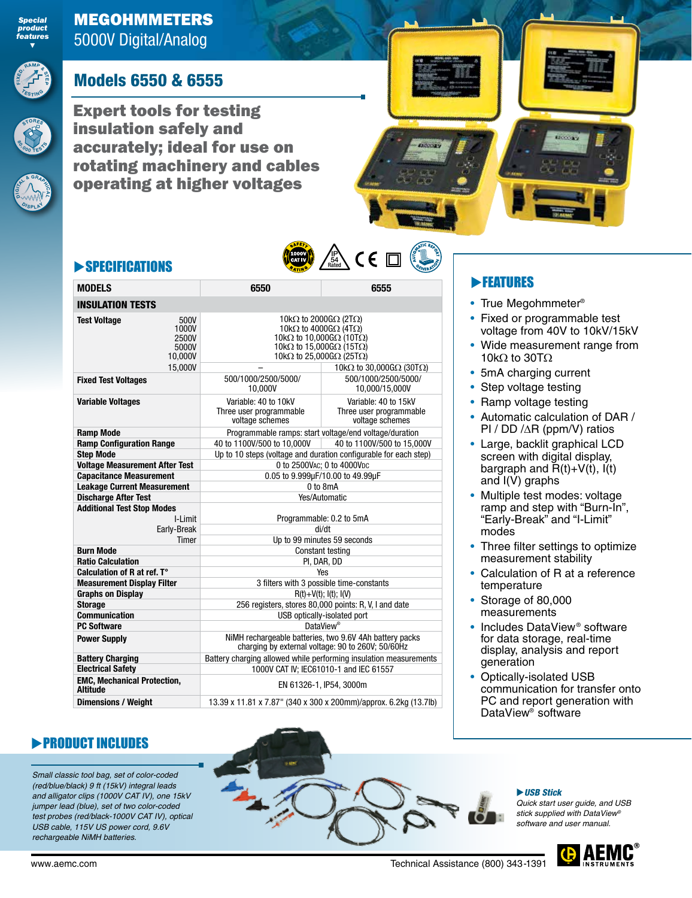Special product features

FIXED, RAMP & STEP TESTING

STORES 80,000 TESTS

DIGITAL & GRAPHICAL DISPLAY

# MEGOHMMETERS

5000V Digital/Analog

## Models 6550 & 6555

### Expert tools for testing insulation safely and accurately; ideal for use on rotating machinery and cables operating at higher voltages

## SPECIFICATIONS

| MODELS | 6550 | 6555 |
|---|---|---|
| **INSULATION TESTS** | | |
| **Test Voltage** 500V | 10kΩ to 2000GΩ (2TΩ) | |
| 1000V | 10kΩ to 4000GΩ (4TΩ) | |
| 2500V | 10kΩ to 10,000GΩ (10TΩ) | |
| 5000V | 10kΩ to 15,000GΩ (15TΩ) | |
| 10,000V | 10kΩ to 25,000GΩ (25TΩ) | |
| 15,000V | – | 10kΩ to 30,000GΩ (30TΩ) |
| **Fixed Test Voltages** | 500/1000/2500/5000/10,000V | 500/1000/2500/5000/10,000/15,000V |
| **Variable Voltages** | Variable: 40 to 10kV Three user programmable voltage schemes | Variable: 40 to 15kV Three user programmable voltage schemes |
| **Ramp Mode** | Programmable ramps: start voltage/end voltage/duration | |
| **Ramp Configuration Range** | 40 to 1100V/500 to 10,000V | 40 to 1100V/500 to 15,000V |
| **Step Mode** | Up to 10 steps (voltage and duration configurable for each step) | |
| **Voltage Measurement After Test** | 0 to 2500VAC; 0 to 4000VDC | |
| **Capacitance Measurement** | 0.05 to 9.999µF/10.00 to 49.99µF | |
| **Leakage Current Measurement** | 0 to 8mA | |
| **Discharge After Test** | Yes/Automatic | |
| **Additional Test Stop Modes** | | |
| I-Limit | Programmable: 0.2 to 5mA | |
| Early-Break | di/dt | |
| Timer | Up to 99 minutes 59 seconds | |
| **Burn Mode** | Constant testing | |
| **Ratio Calculation** | PI, DAR, DD | |
| **Calculation of R at ref. T°** | Yes | |
| **Measurement Display Filter** | 3 filters with 3 possible time-constants | |
| **Graphs on Display** | R(t)+V(t); I(t); I(V) | |
| **Storage** | 256 registers, stores 80,000 data points: R, V, I and date | |
| **Communication** | USB optically-isolated port | |
| **PC Software** | DataView® | |
| **Power Supply** | NiMH rechargeable batteries, two 9.6V 4Ah battery packs charging by external voltage: 90 to 260V; 50/60Hz | |
| **Battery Charging** | Battery charging allowed while performing insulation measurements | |
| **Electrical Safety** | 1000V CAT IV; IEC61010-1 and IEC 61557 | |
| **EMC, Mechanical Protection, Altitude** | EN 61326-1, IP54, 3000m | |
| **Dimensions / Weight** | 13.39 x 11.81 x 7.87" (340 x 300 x 200mm)/approx. 6.2kg (13.7lb) | |

## FEATURES

- True Megohmmeter®
- Fixed or programmable test voltage from 40V to 10kV/15kV
- Wide measurement range from 10kΩ to 30TΩ
- 5mA charging current
- Step voltage testing
- Ramp voltage testing
- Automatic calculation of DAR / PI / DD /ΔR (ppm/V) ratios
- Large, backlit graphical LCD screen with digital display, bargraph and R(t)+V(t), I(t) and I(V) graphs
- Multiple test modes: voltage ramp and step with "Burn-In", "Early-Break" and "I-Limit" modes
- Three filter settings to optimize measurement stability
- Calculation of R at a reference temperature
- Storage of 80,000 measurements
- Includes DataView® software for data storage, real-time display, analysis and report generation
- Optically-isolated USB communication for transfer onto PC and report generation with DataView® software

## PRODUCT INCLUDES

*Small classic tool bag, set of color-coded (red/blue/black) 9 ft (15kV) integral leads and alligator clips (1000V CAT IV), one 15kV jumper lead (blue), set of two color-coded test probes (red/black-1000V CAT IV), optical USB cable, 115V US power cord, 9.6V rechargeable NiMH batteries.*

**USB Stick**

*Quick start user guide, and USB stick supplied with DataView® software and user manual.*

www.aemc.com

Technical Assistance (800) 343-1391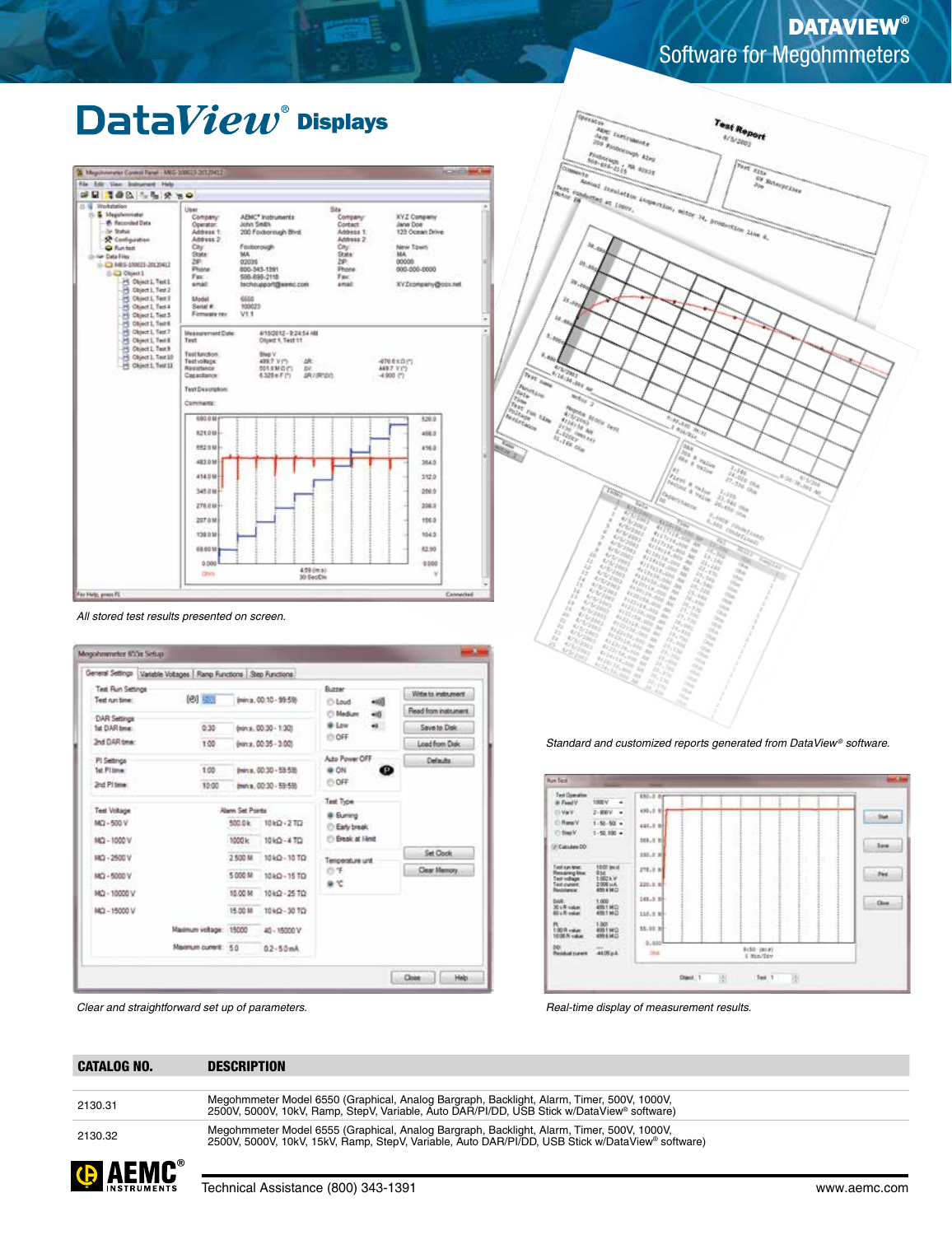# DataView® Displays

All stored test results presented on screen.

Clear and straightforward set up of parameters.

Standard and customized reports generated from DataView® software.

Real-time display of measurement results.

| CATALOG NO. | DESCRIPTION |
|---|---|
| 2130.31 | Megohmmeter Model 6550 (Graphical, Analog Bargraph, Backlight, Alarm, Timer, 500V, 1000V, 2500V, 5000V, 10kV, Ramp, StepV, Variable, Auto DAR/PI/DD, USB Stick w/DataView® software) |
| 2130.32 | Megohmmeter Model 6555 (Graphical, Analog Bargraph, Backlight, Alarm, Timer, 500V, 1000V, 2500V, 5000V, 10kV, 15kV, Ramp, StepV, Variable, Auto DAR/PI/DD, USB Stick w/DataView® software) |

Technical Assistance (800) 343-1391 www.aemc.com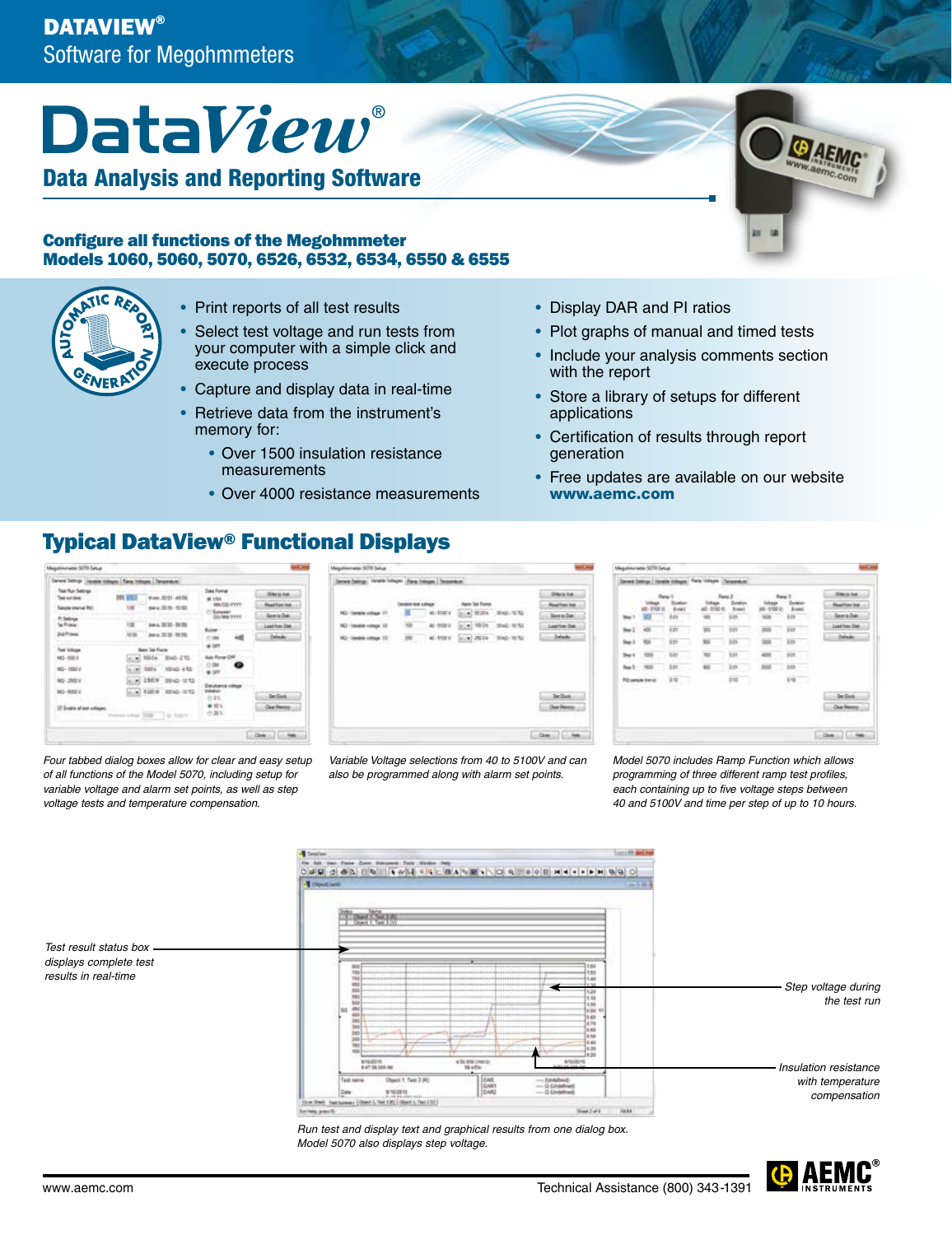**DATAVIEW®**
Software for Megohmmeters

# DataView®

## Data Analysis and Reporting Software

**Configure all functions of the Megohmmeter**
**Models 1060, 5060, 5070, 6526, 6532, 6534, 6550 & 6555**

AUTOMATIC REPORT GENERATION

- Print reports of all test results
- Select test voltage and run tests from your computer with a simple click and execute process
- Capture and display data in real-time
- Retrieve data from the instrument's memory for:
  - Over 1500 insulation resistance measurements
  - Over 4000 resistance measurements
- Display DAR and PI ratios
- Plot graphs of manual and timed tests
- Include your analysis comments section with the report
- Store a library of setups for different applications
- Certification of results through report generation
- Free updates are available on our website **www.aemc.com**

## Typical DataView® Functional Displays

*Four tabbed dialog boxes allow for clear and easy setup of all functions of the Model 5070, including setup for variable voltage and alarm set points, as well as step voltage tests and temperature compensation.*

*Variable Voltage selections from 40 to 5100V and can also be programmed along with alarm set points.*

*Model 5070 includes Ramp Function which allows programming of three different ramp test profiles, each containing up to five voltage steps between 40 and 5100V and time per step of up to 10 hours.*

Test result status box displays complete test results in real-time

Step voltage during the test run

Insulation resistance with temperature compensation

*Run test and display text and graphical results from one dialog box. Model 5070 also displays step voltage.*

www.aemc.com

Technical Assistance (800) 343-1391